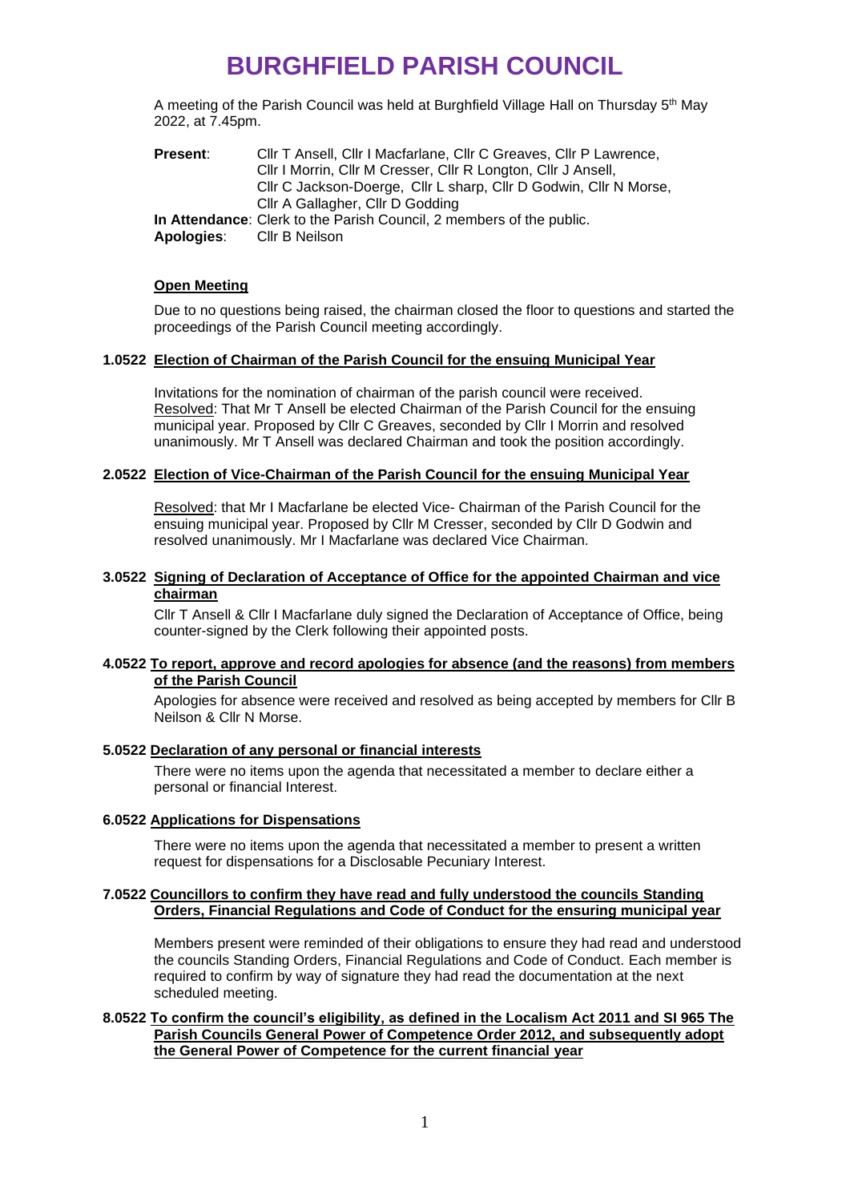# BURGHFIELD PARISH COUNCIL

A meeting of the Parish Council was held at Burghfield Village Hall on Thursday 5th May 2022, at 7.45pm.

**Present**: Cllr T Ansell, Cllr I Macfarlane, Cllr C Greaves, Cllr P Lawrence, Cllr I Morrin, Cllr M Cresser, Cllr R Longton, Cllr J Ansell, Cllr C Jackson-Doerge, Cllr L sharp, Cllr D Godwin, Cllr N Morse, Cllr A Gallagher, Cllr D Godding

**In Attendance**: Clerk to the Parish Council, 2 members of the public.

**Apologies**: Cllr B Neilson

**Open Meeting**

Due to no questions being raised, the chairman closed the floor to questions and started the proceedings of the Parish Council meeting accordingly.

**1.0522 Election of Chairman of the Parish Council for the ensuing Municipal Year**

Invitations for the nomination of chairman of the parish council were received. Resolved: That Mr T Ansell be elected Chairman of the Parish Council for the ensuing municipal year. Proposed by Cllr C Greaves, seconded by Cllr I Morrin and resolved unanimously. Mr T Ansell was declared Chairman and took the position accordingly.

**2.0522 Election of Vice-Chairman of the Parish Council for the ensuing Municipal Year**

Resolved: that Mr I Macfarlane be elected Vice- Chairman of the Parish Council for the ensuing municipal year. Proposed by Cllr M Cresser, seconded by Cllr D Godwin and resolved unanimously. Mr I Macfarlane was declared Vice Chairman.

**3.0522 Signing of Declaration of Acceptance of Office for the appointed Chairman and vice chairman**

Cllr T Ansell & Cllr I Macfarlane duly signed the Declaration of Acceptance of Office, being counter-signed by the Clerk following their appointed posts.

**4.0522 To report, approve and record apologies for absence (and the reasons) from members of the Parish Council**

Apologies for absence were received and resolved as being accepted by members for Cllr B Neilson & Cllr N Morse.

**5.0522 Declaration of any personal or financial interests**

There were no items upon the agenda that necessitated a member to declare either a personal or financial Interest.

**6.0522 Applications for Dispensations**

There were no items upon the agenda that necessitated a member to present a written request for dispensations for a Disclosable Pecuniary Interest.

**7.0522 Councillors to confirm they have read and fully understood the councils Standing Orders, Financial Regulations and Code of Conduct for the ensuring municipal year**

Members present were reminded of their obligations to ensure they had read and understood the councils Standing Orders, Financial Regulations and Code of Conduct. Each member is required to confirm by way of signature they had read the documentation at the next scheduled meeting.

**8.0522 To confirm the council's eligibility, as defined in the Localism Act 2011 and SI 965 The Parish Councils General Power of Competence Order 2012, and subsequently adopt the General Power of Competence for the current financial year**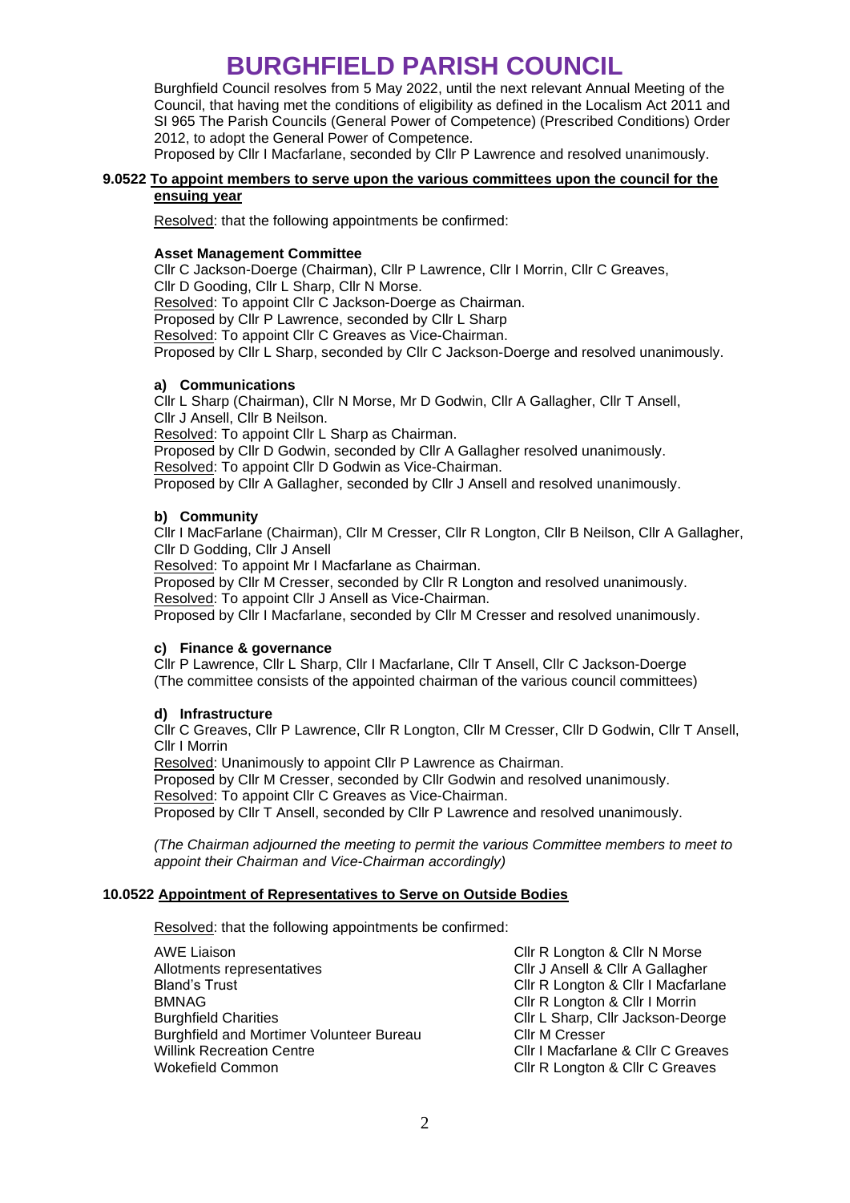# BURGHFIELD PARISH COUNCIL

Burghfield Council resolves from 5 May 2022, until the next relevant Annual Meeting of the Council, that having met the conditions of eligibility as defined in the Localism Act 2011 and SI 965 The Parish Councils (General Power of Competence) (Prescribed Conditions) Order 2012, to adopt the General Power of Competence.
Proposed by Cllr I Macfarlane, seconded by Cllr P Lawrence and resolved unanimously.

**9.0522 To appoint members to serve upon the various committees upon the council for the ensuing year**

Resolved: that the following appointments be confirmed:

**Asset Management Committee**
Cllr C Jackson-Doerge (Chairman), Cllr P Lawrence, Cllr I Morrin, Cllr C Greaves, Cllr D Gooding, Cllr L Sharp, Cllr N Morse.
Resolved: To appoint Cllr C Jackson-Doerge as Chairman.
Proposed by Cllr P Lawrence, seconded by Cllr L Sharp
Resolved: To appoint Cllr C Greaves as Vice-Chairman.
Proposed by Cllr L Sharp, seconded by Cllr C Jackson-Doerge and resolved unanimously.

**a) Communications**
Cllr L Sharp (Chairman), Cllr N Morse, Mr D Godwin, Cllr A Gallagher, Cllr T Ansell, Cllr J Ansell, Cllr B Neilson.
Resolved: To appoint Cllr L Sharp as Chairman.
Proposed by Cllr D Godwin, seconded by Cllr A Gallagher resolved unanimously.
Resolved: To appoint Cllr D Godwin as Vice-Chairman.
Proposed by Cllr A Gallagher, seconded by Cllr J Ansell and resolved unanimously.

**b) Community**
Cllr I MacFarlane (Chairman), Cllr M Cresser, Cllr R Longton, Cllr B Neilson, Cllr A Gallagher, Cllr D Godding, Cllr J Ansell
Resolved: To appoint Mr I Macfarlane as Chairman.
Proposed by Cllr M Cresser, seconded by Cllr R Longton and resolved unanimously.
Resolved: To appoint Cllr J Ansell as Vice-Chairman.
Proposed by Cllr I Macfarlane, seconded by Cllr M Cresser and resolved unanimously.

**c) Finance & governance**
Cllr P Lawrence, Cllr L Sharp, Cllr I Macfarlane, Cllr T Ansell, Cllr C Jackson-Doerge
(The committee consists of the appointed chairman of the various council committees)

**d) Infrastructure**
Cllr C Greaves, Cllr P Lawrence, Cllr R Longton, Cllr M Cresser, Cllr D Godwin, Cllr T Ansell, Cllr I Morrin
Resolved: Unanimously to appoint Cllr P Lawrence as Chairman.
Proposed by Cllr M Cresser, seconded by Cllr Godwin and resolved unanimously.
Resolved: To appoint Cllr C Greaves as Vice-Chairman.
Proposed by Cllr T Ansell, seconded by Cllr P Lawrence and resolved unanimously.

*(The Chairman adjourned the meeting to permit the various Committee members to meet to appoint their Chairman and Vice-Chairman accordingly)*

**10.0522 Appointment of Representatives to Serve on Outside Bodies**

Resolved: that the following appointments be confirmed:

| | |
|---|---|
| AWE Liaison | Cllr R Longton & Cllr N Morse |
| Allotments representatives | Cllr J Ansell & Cllr A Gallagher |
| Bland's Trust | Cllr R Longton & Cllr I Macfarlane |
| BMNAG | Cllr R Longton & Cllr I Morrin |
| Burghfield Charities | Cllr L Sharp, Cllr Jackson-Deorge |
| Burghfield and Mortimer Volunteer Bureau | Cllr M Cresser |
| Willink Recreation Centre | Cllr I Macfarlane & Cllr C Greaves |
| Wokefield Common | Cllr R Longton & Cllr C Greaves |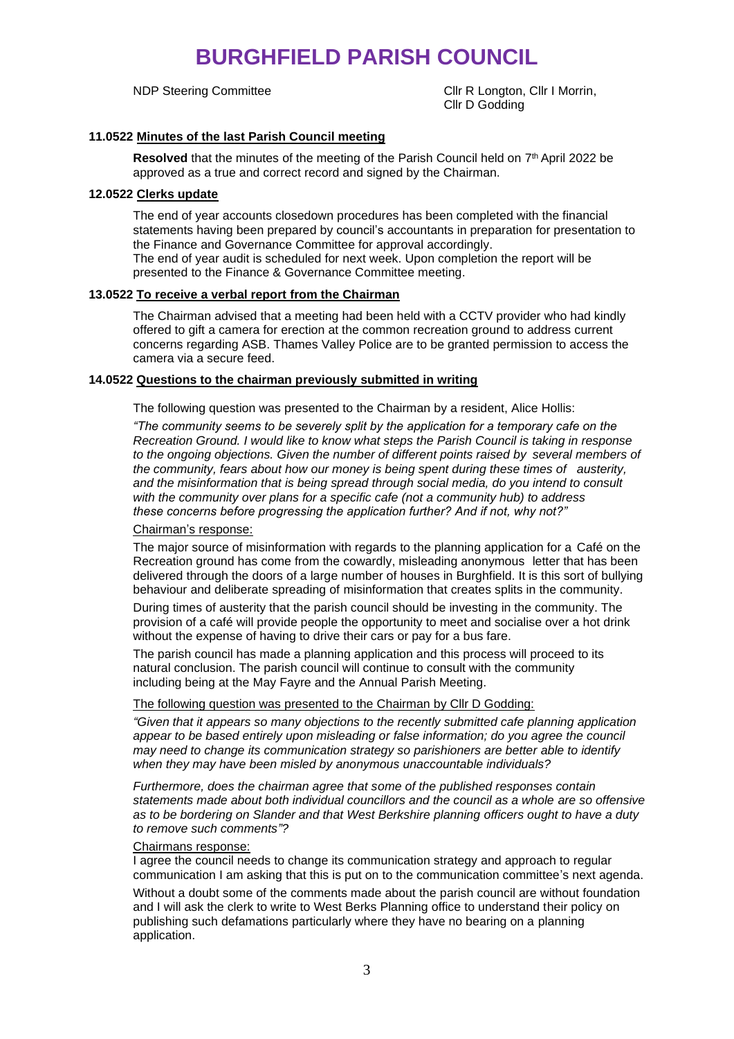# BURGHFIELD PARISH COUNCIL

| NDP Steering Committee | Cllr R Longton, Cllr I Morrin, Cllr D Godding |
|---|---|

**11.0522 Minutes of the last Parish Council meeting**

**Resolved** that the minutes of the meeting of the Parish Council held on 7th April 2022 be approved as a true and correct record and signed by the Chairman.

**12.0522 Clerks update**

The end of year accounts closedown procedures has been completed with the financial statements having been prepared by council's accountants in preparation for presentation to the Finance and Governance Committee for approval accordingly.
The end of year audit is scheduled for next week. Upon completion the report will be presented to the Finance & Governance Committee meeting.

**13.0522 To receive a verbal report from the Chairman**

The Chairman advised that a meeting had been held with a CCTV provider who had kindly offered to gift a camera for erection at the common recreation ground to address current concerns regarding ASB. Thames Valley Police are to be granted permission to access the camera via a secure feed.

**14.0522 Questions to the chairman previously submitted in writing**

The following question was presented to the Chairman by a resident, Alice Hollis:

*"The community seems to be severely split by the application for a temporary cafe on the Recreation Ground. I would like to know what steps the Parish Council is taking in response to the ongoing objections. Given the number of different points raised by several members of the community, fears about how our money is being spent during these times of austerity, and the misinformation that is being spread through social media, do you intend to consult with the community over plans for a specific cafe (not a community hub) to address these concerns before progressing the application further? And if not, why not?"*

Chairman's response:

The major source of misinformation with regards to the planning application for a Café on the Recreation ground has come from the cowardly, misleading anonymous letter that has been delivered through the doors of a large number of houses in Burghfield. It is this sort of bullying behaviour and deliberate spreading of misinformation that creates splits in the community.

During times of austerity that the parish council should be investing in the community. The provision of a café will provide people the opportunity to meet and socialise over a hot drink without the expense of having to drive their cars or pay for a bus fare.

The parish council has made a planning application and this process will proceed to its natural conclusion. The parish council will continue to consult with the community including being at the May Fayre and the Annual Parish Meeting.

The following question was presented to the Chairman by Cllr D Godding:

*"Given that it appears so many objections to the recently submitted cafe planning application appear to be based entirely upon misleading or false information; do you agree the council may need to change its communication strategy so parishioners are better able to identify when they may have been misled by anonymous unaccountable individuals?*

*Furthermore, does the chairman agree that some of the published responses contain statements made about both individual councillors and the council as a whole are so offensive as to be bordering on Slander and that West Berkshire planning officers ought to have a duty to remove such comments"?*

Chairmans response:

I agree the council needs to change its communication strategy and approach to regular communication I am asking that this is put on to the communication committee's next agenda.

Without a doubt some of the comments made about the parish council are without foundation and I will ask the clerk to write to West Berks Planning office to understand their policy on publishing such defamations particularly where they have no bearing on a planning application.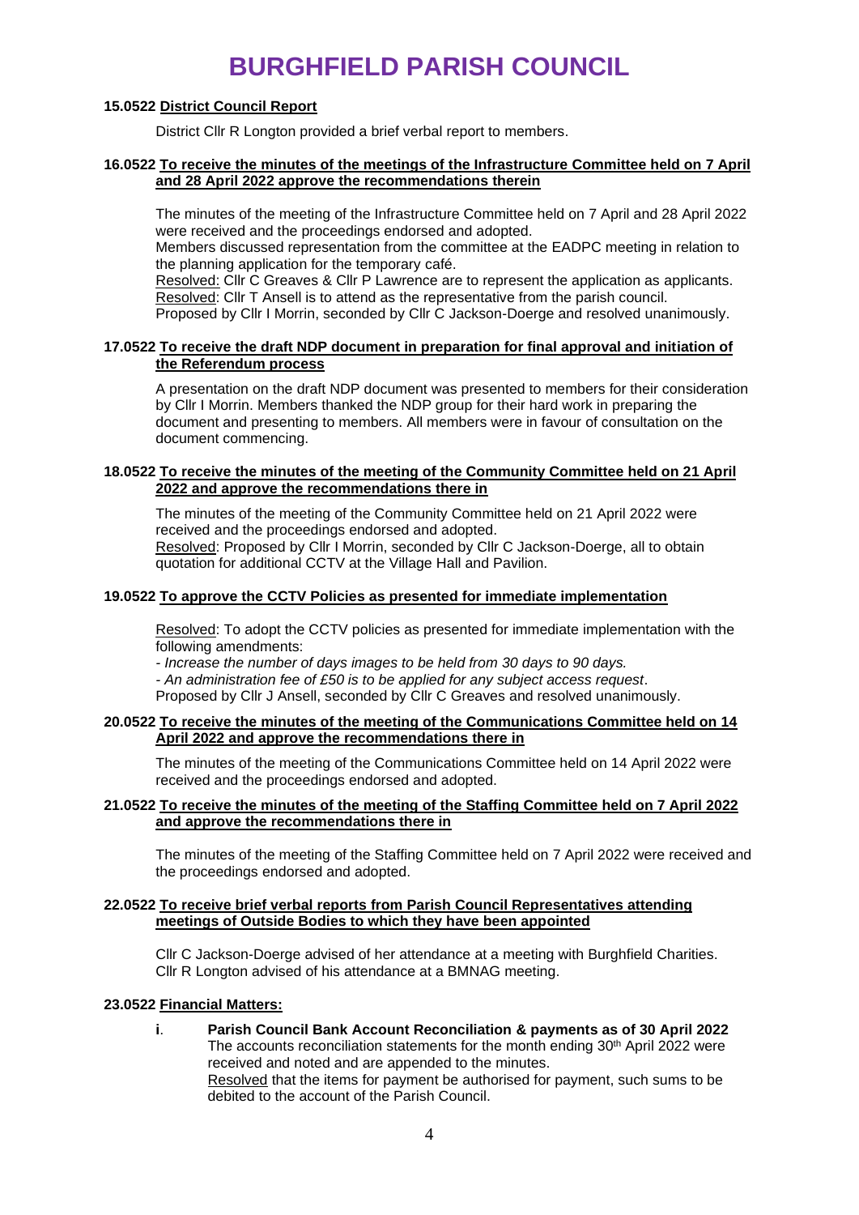# BURGHFIELD PARISH COUNCIL

**15.0522 District Council Report**

District Cllr R Longton provided a brief verbal report to members.

**16.0522 To receive the minutes of the meetings of the Infrastructure Committee held on 7 April and 28 April 2022 approve the recommendations therein**

The minutes of the meeting of the Infrastructure Committee held on 7 April and 28 April 2022 were received and the proceedings endorsed and adopted.
Members discussed representation from the committee at the EADPC meeting in relation to the planning application for the temporary café.
Resolved: Cllr C Greaves & Cllr P Lawrence are to represent the application as applicants.
Resolved: Cllr T Ansell is to attend as the representative from the parish council.
Proposed by Cllr I Morrin, seconded by Cllr C Jackson-Doerge and resolved unanimously.

**17.0522 To receive the draft NDP document in preparation for final approval and initiation of the Referendum process**

A presentation on the draft NDP document was presented to members for their consideration by Cllr I Morrin. Members thanked the NDP group for their hard work in preparing the document and presenting to members. All members were in favour of consultation on the document commencing.

**18.0522 To receive the minutes of the meeting of the Community Committee held on 21 April 2022 and approve the recommendations there in**

The minutes of the meeting of the Community Committee held on 21 April 2022 were received and the proceedings endorsed and adopted.
Resolved: Proposed by Cllr I Morrin, seconded by Cllr C Jackson-Doerge, all to obtain quotation for additional CCTV at the Village Hall and Pavilion.

**19.0522 To approve the CCTV Policies as presented for immediate implementation**

Resolved: To adopt the CCTV policies as presented for immediate implementation with the following amendments:
*- Increase the number of days images to be held from 30 days to 90 days.*
*- An administration fee of £50 is to be applied for any subject access request*.
Proposed by Cllr J Ansell, seconded by Cllr C Greaves and resolved unanimously.

**20.0522 To receive the minutes of the meeting of the Communications Committee held on 14 April 2022 and approve the recommendations there in**

The minutes of the meeting of the Communications Committee held on 14 April 2022 were received and the proceedings endorsed and adopted.

**21.0522 To receive the minutes of the meeting of the Staffing Committee held on 7 April 2022 and approve the recommendations there in**

The minutes of the meeting of the Staffing Committee held on 7 April 2022 were received and the proceedings endorsed and adopted.

**22.0522 To receive brief verbal reports from Parish Council Representatives attending meetings of Outside Bodies to which they have been appointed**

Cllr C Jackson-Doerge advised of her attendance at a meeting with Burghfield Charities.
Cllr R Longton advised of his attendance at a BMNAG meeting.

**23.0522 Financial Matters:**

**i**. **Parish Council Bank Account Reconciliation & payments as of 30 April 2022**
The accounts reconciliation statements for the month ending 30th April 2022 were received and noted and are appended to the minutes.
Resolved that the items for payment be authorised for payment, such sums to be debited to the account of the Parish Council.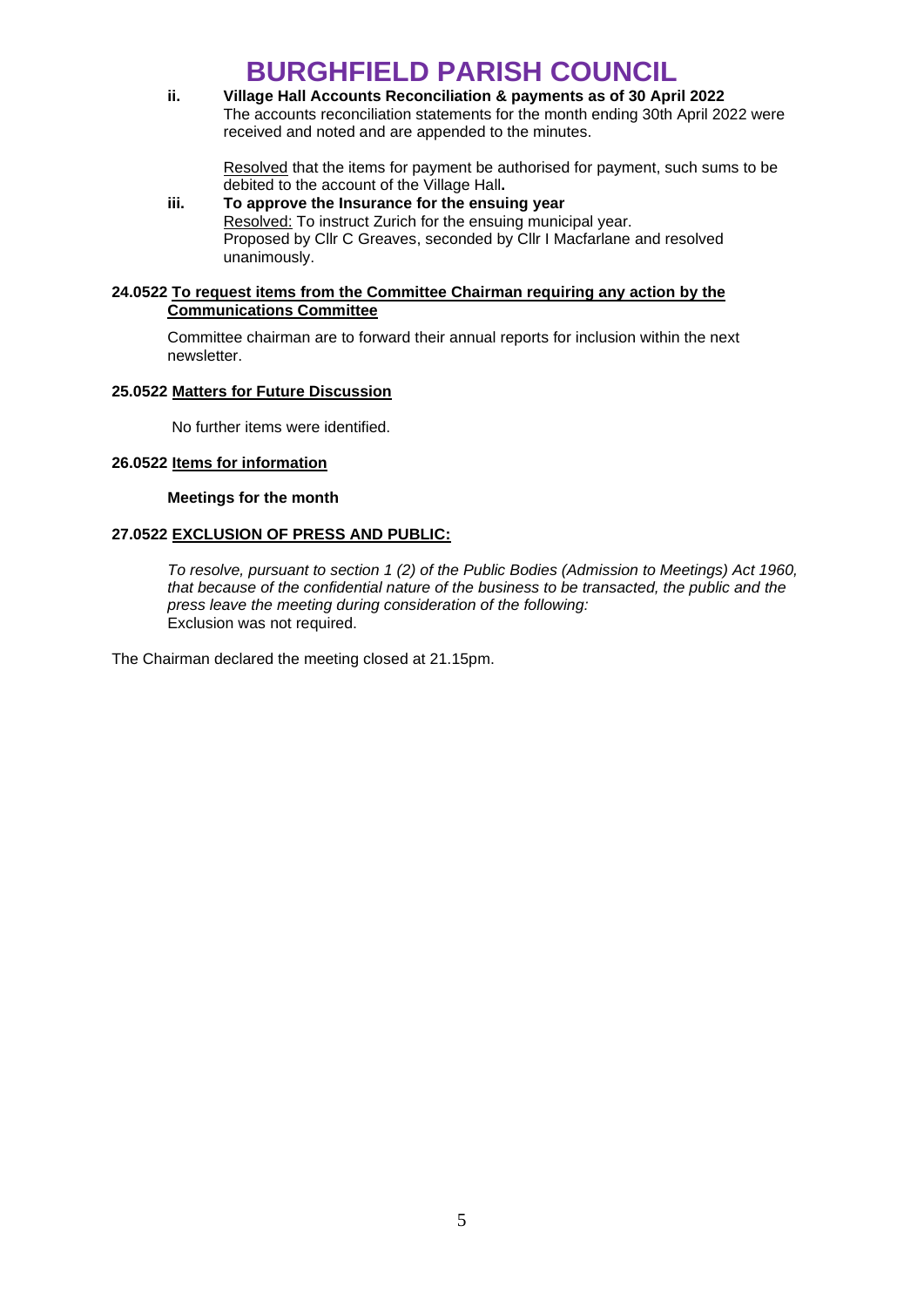# BURGHFIELD PARISH COUNCIL

**ii. Village Hall Accounts Reconciliation & payments as of 30 April 2022**

The accounts reconciliation statements for the month ending 30th April 2022 were received and noted and are appended to the minutes.

Resolved that the items for payment be authorised for payment, such sums to be debited to the account of the Village Hall**.**

**iii. To approve the Insurance for the ensuing year**

Resolved: To instruct Zurich for the ensuing municipal year.
Proposed by Cllr C Greaves, seconded by Cllr I Macfarlane and resolved unanimously.

**24.0522 To request items from the Committee Chairman requiring any action by the Communications Committee**

Committee chairman are to forward their annual reports for inclusion within the next newsletter.

**25.0522 Matters for Future Discussion**

No further items were identified.

**26.0522 Items for information**

**Meetings for the month**

**27.0522 EXCLUSION OF PRESS AND PUBLIC:**

*To resolve, pursuant to section 1 (2) of the Public Bodies (Admission to Meetings) Act 1960, that because of the confidential nature of the business to be transacted, the public and the press leave the meeting during consideration of the following:*
Exclusion was not required.

The Chairman declared the meeting closed at 21.15pm.